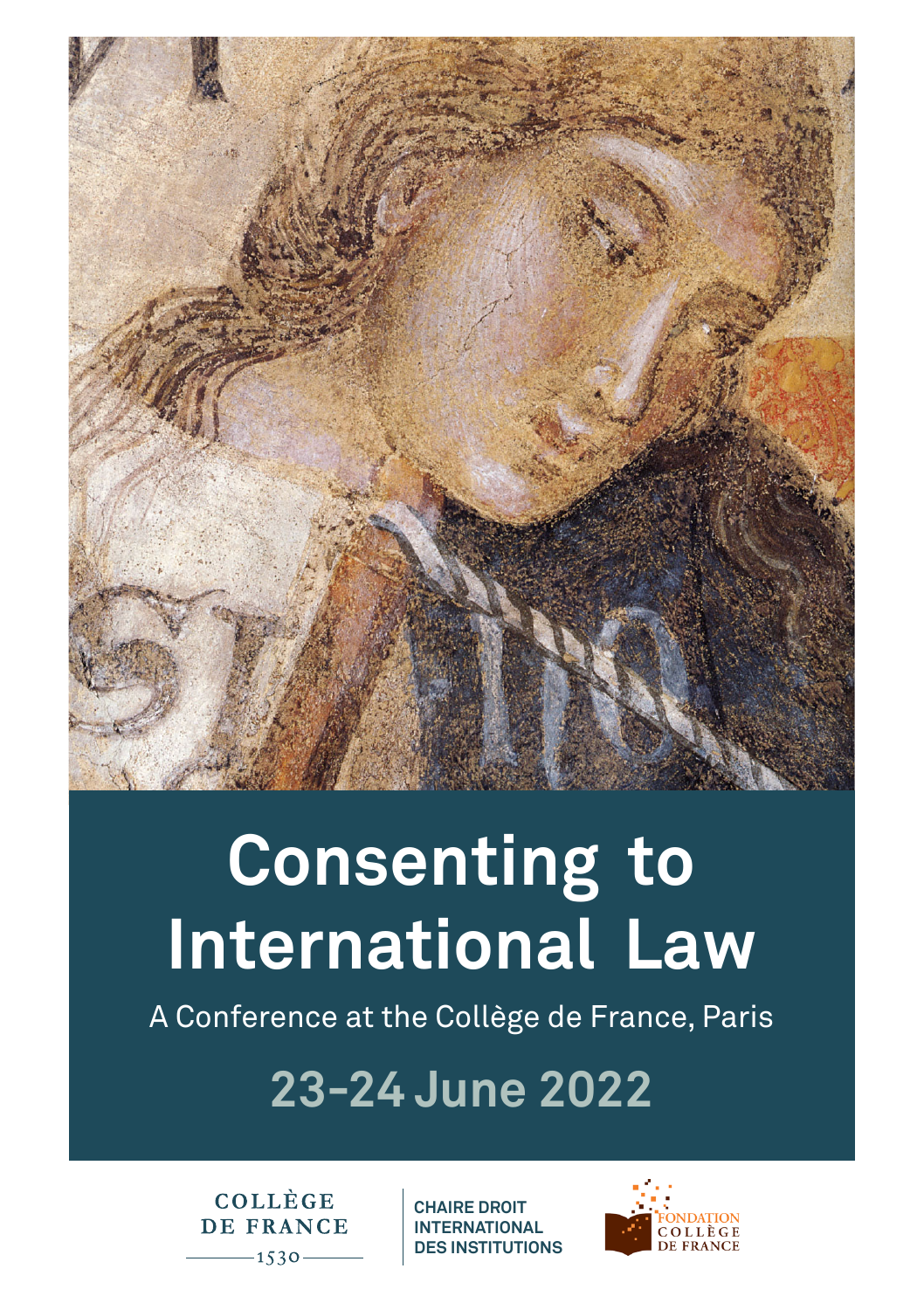# Consenting to International Law

A Conference at the Collège de France, Paris

## 23-24 June 2022

COLLÈGE DE FRANCE
1530

CHAIRE DROIT INTERNATIONAL DES INSTITUTIONS

FONDATION COLLÈGE DE FRANCE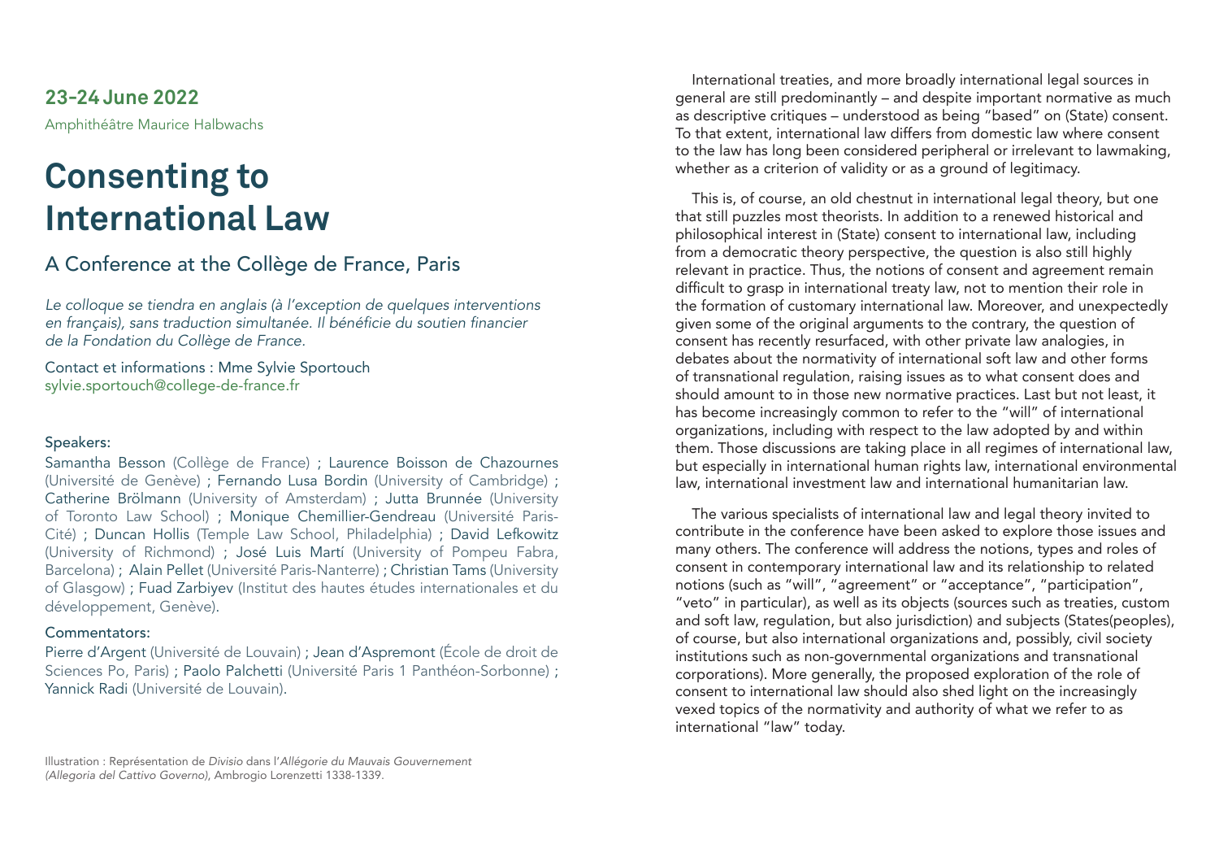**23-24 June 2022**

Amphithéâtre Maurice Halbwachs

# Consenting to International Law

## A Conference at the Collège de France, Paris

*Le colloque se tiendra en anglais (à l'exception de quelques interventions en français), sans traduction simultanée. Il bénéficie du soutien financier de la Fondation du Collège de France.*

Contact et informations : Mme Sylvie Sportouch
sylvie.sportouch@college-de-france.fr

### Speakers:

Samantha Besson (Collège de France) ; Laurence Boisson de Chazournes (Université de Genève) ; Fernando Lusa Bordin (University of Cambridge) ; Catherine Brölmann (University of Amsterdam) ; Jutta Brunnée (University of Toronto Law School) ; Monique Chemillier-Gendreau (Université Paris-Cité) ; Duncan Hollis (Temple Law School, Philadelphia) ; David Lefkowitz (University of Richmond) ; José Luis Martí (University of Pompeu Fabra, Barcelona) ; Alain Pellet (Université Paris-Nanterre) ; Christian Tams (University of Glasgow) ; Fuad Zarbiyev (Institut des hautes études internationales et du développement, Genève).

### Commentators:

Pierre d'Argent (Université de Louvain) ; Jean d'Aspremont (École de droit de Sciences Po, Paris) ; Paolo Palchetti (Université Paris 1 Panthéon-Sorbonne) ; Yannick Radi (Université de Louvain).

Illustration : Représentation de *Divisio* dans l'*Allégorie du Mauvais Gouvernement (Allegoria del Cattivo Governo)*, Ambrogio Lorenzetti 1338-1339.

International treaties, and more broadly international legal sources in general are still predominantly – and despite important normative as much as descriptive critiques – understood as being "based" on (State) consent. To that extent, international law differs from domestic law where consent to the law has long been considered peripheral or irrelevant to lawmaking, whether as a criterion of validity or as a ground of legitimacy.

This is, of course, an old chestnut in international legal theory, but one that still puzzles most theorists. In addition to a renewed historical and philosophical interest in (State) consent to international law, including from a democratic theory perspective, the question is also still highly relevant in practice. Thus, the notions of consent and agreement remain difficult to grasp in international treaty law, not to mention their role in the formation of customary international law. Moreover, and unexpectedly given some of the original arguments to the contrary, the question of consent has recently resurfaced, with other private law analogies, in debates about the normativity of international soft law and other forms of transnational regulation, raising issues as to what consent does and should amount to in those new normative practices. Last but not least, it has become increasingly common to refer to the "will" of international organizations, including with respect to the law adopted by and within them. Those discussions are taking place in all regimes of international law, but especially in international human rights law, international environmental law, international investment law and international humanitarian law.

The various specialists of international law and legal theory invited to contribute in the conference have been asked to explore those issues and many others. The conference will address the notions, types and roles of consent in contemporary international law and its relationship to related notions (such as "will", "agreement" or "acceptance", "participation", "veto" in particular), as well as its objects (sources such as treaties, custom and soft law, regulation, but also jurisdiction) and subjects (States(peoples), of course, but also international organizations and, possibly, civil society institutions such as non-governmental organizations and transnational corporations). More generally, the proposed exploration of the role of consent to international law should also shed light on the increasingly vexed topics of the normativity and authority of what we refer to as international "law" today.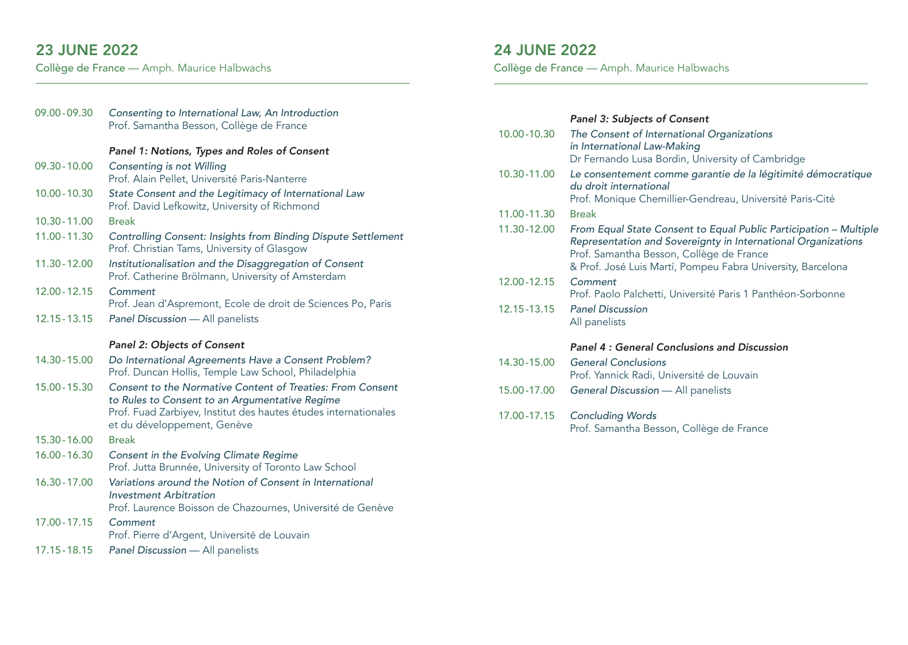## 23 JUNE 2022

Collège de France — Amph. Maurice Halbwachs

09.00 - 09.30 *Consenting to International Law, An Introduction*
Prof. Samantha Besson, Collège de France

### *Panel 1: Notions, Types and Roles of Consent*

09.30 - 10.00 *Consenting is not Willing*
Prof. Alain Pellet, Université Paris-Nanterre

10.00 - 10.30 *State Consent and the Legitimacy of International Law*
Prof. David Lefkowitz, University of Richmond

10.30 - 11.00 Break

11.00 - 11.30 *Controlling Consent: Insights from Binding Dispute Settlement*
Prof. Christian Tams, University of Glasgow

11.30 - 12.00 *Institutionalisation and the Disaggregation of Consent*
Prof. Catherine Brölmann, University of Amsterdam

12.00 - 12.15 *Comment*
Prof. Jean d'Aspremont, Ecole de droit de Sciences Po, Paris

12.15 - 13.15 *Panel Discussion* — All panelists

### *Panel 2: Objects of Consent*

14.30 - 15.00 *Do International Agreements Have a Consent Problem?*
Prof. Duncan Hollis, Temple Law School, Philadelphia

15.00 - 15.30 *Consent to the Normative Content of Treaties: From Consent to Rules to Consent to an Argumentative Regime*
Prof. Fuad Zarbiyev, Institut des hautes études internationales et du développement, Genève

15.30 - 16.00 Break

16.00 - 16.30 *Consent in the Evolving Climate Regime*
Prof. Jutta Brunnée, University of Toronto Law School

16.30 - 17.00 *Variations around the Notion of Consent in International Investment Arbitration*
Prof. Laurence Boisson de Chazournes, Université de Genève

17.00 - 17.15 *Comment*
Prof. Pierre d'Argent, Université de Louvain

17.15 - 18.15 *Panel Discussion* — All panelists

## 24 JUNE 2022

Collège de France — Amph. Maurice Halbwachs

### *Panel 3: Subjects of Consent*

10.00 - 10.30 *The Consent of International Organizations in International Law-Making*
Dr Fernando Lusa Bordin, University of Cambridge

10.30 - 11.00 *Le consentement comme garantie de la légitimité démocratique du droit international*
Prof. Monique Chemillier-Gendreau, Université Paris-Cité

11.00 - 11.30 Break

11.30 - 12.00 *From Equal State Consent to Equal Public Participation – Multiple Representation and Sovereignty in International Organizations*
Prof. Samantha Besson, Collège de France
& Prof. José Luis Martí, Pompeu Fabra University, Barcelona

12.00 - 12.15 *Comment*
Prof. Paolo Palchetti, Université Paris 1 Panthéon-Sorbonne

12.15 - 13.15 *Panel Discussion*
All panelists

### *Panel 4 : General Conclusions and Discussion*

14.30 - 15.00 *General Conclusions*
Prof. Yannick Radi, Université de Louvain

15.00 - 17.00 *General Discussion* — All panelists

17.00 - 17.15 *Concluding Words*
Prof. Samantha Besson, Collège de France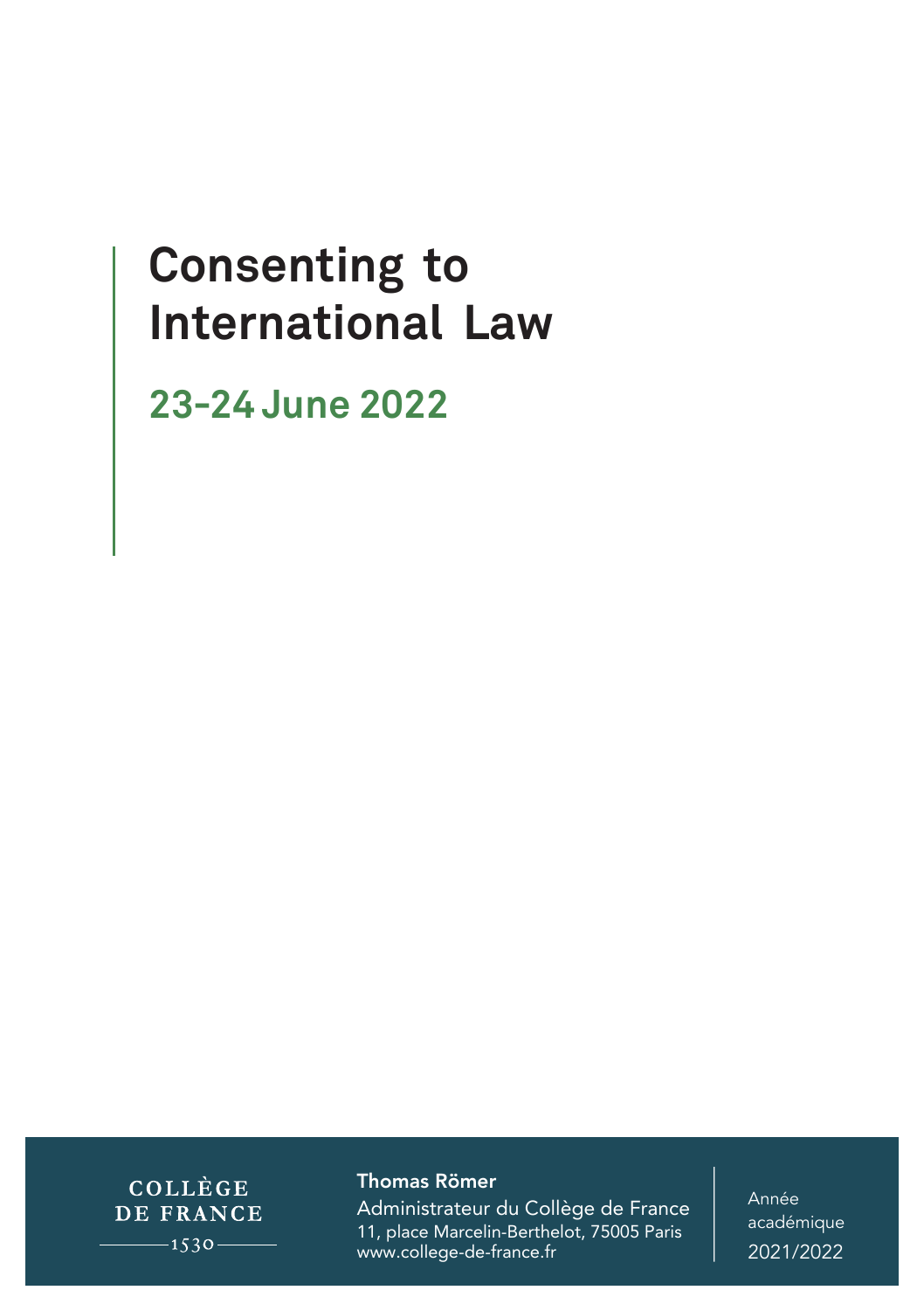# Consenting to International Law

## 23-24 June 2022

COLLÈGE DE FRANCE
1530

**Thomas Römer**
Administrateur du Collège de France
11, place Marcelin-Berthelot, 75005 Paris
www.college-de-france.fr

Année académique 2021/2022